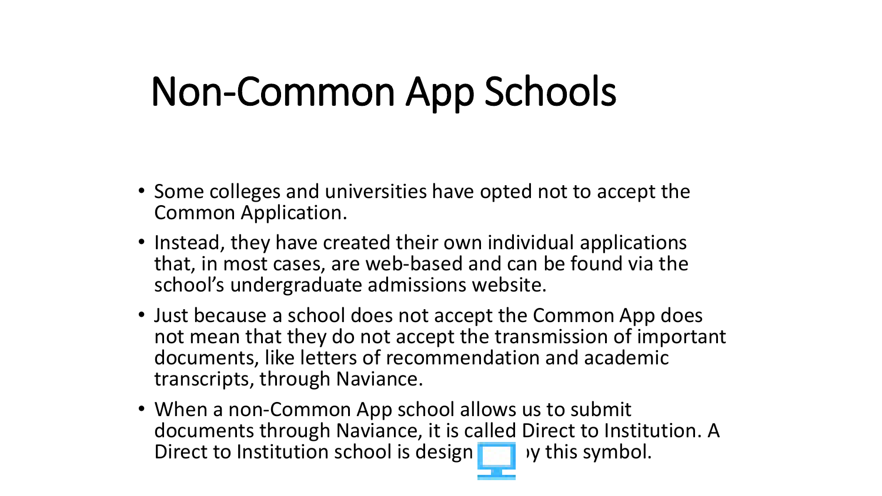# Non-Common App Schools

- Some colleges and universities have opted not to accept the Common Application.
- Instead, they have created their own individual applications that, in most cases, are web-based and can be found via the school's undergraduate admissions website.
- Just because a school does not accept the Common App does not mean that they do not accept the transmission of important documents, like letters of recommendation and academic transcripts, through Naviance.
- When a non-Common App school allows us to submit documents through Naviance, it is called Direct to Institution. A Direct to Institution school is design ›y this symbol.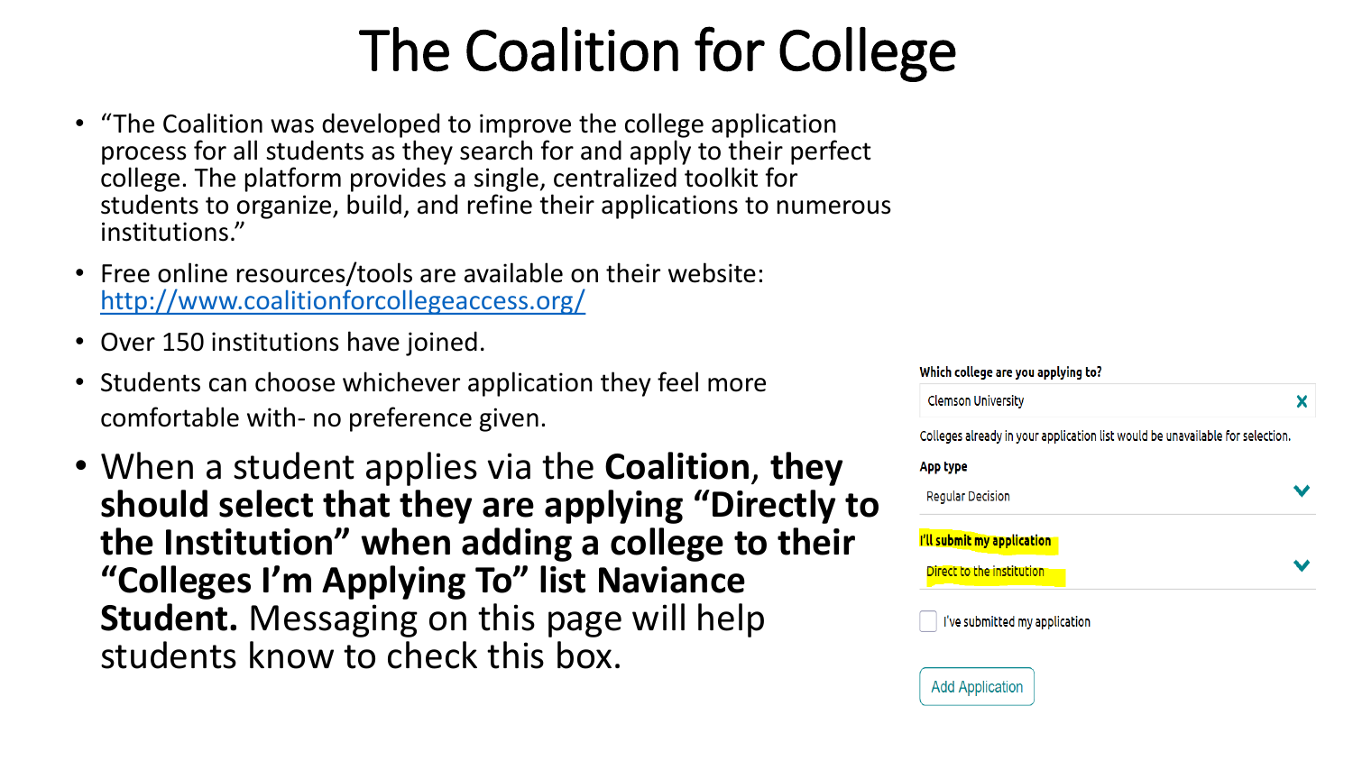# The Coalition for College

- "The Coalition was developed to improve the college application process for all students as they search for and apply to their perfect college. The platform provides a single, centralized toolkit for students to organize, build, and refine their applications to numerous institutions."
- Free online resources/tools are available on their website: [http://www.coalitionforcollegeaccess.org/](http://www.coalitionforcollegeaccess.org/)
- Over 150 institutions have joined.
- Students can choose whichever application they feel more comfortable with- no preference given.
- When a student applies via the **Coalition, they should select that they are applying "Directly to the Institution" when adding a college to their "Colleges I'm Applying To" list Naviance Student.** Messaging on this page will help students know to check this box.

**Which college are you applying to?**

Clemson University

Colleges already in your application list would be unavailable for selection.

**App type**

Regular Decision

**I'll submit my application**

Direct to the institution

I've submitted my application

Add Application